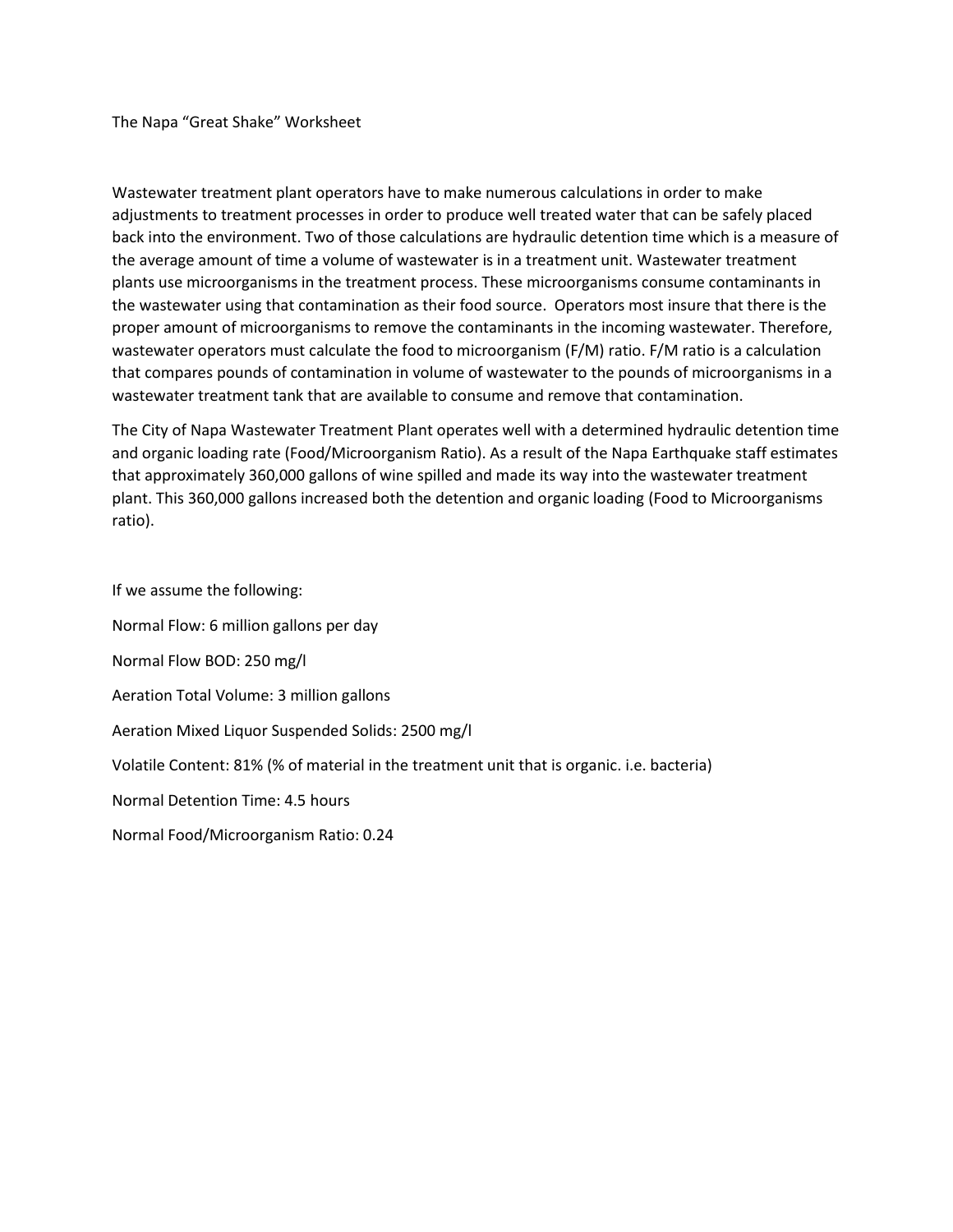# The Napa "Great Shake" Worksheet

Wastewater treatment plant operators have to make numerous calculations in order to make adjustments to treatment processes in order to produce well treated water that can be safely placed back into the environment. Two of those calculations are hydraulic detention time which is a measure of the average amount of time a volume of wastewater is in a treatment unit. Wastewater treatment plants use microorganisms in the treatment process. These microorganisms consume contaminants in the wastewater using that contamination as their food source. Operators most insure that there is the proper amount of microorganisms to remove the contaminants in the incoming wastewater. Therefore, wastewater operators must calculate the food to microorganism (F/M) ratio. F/M ratio is a calculation that compares pounds of contamination in volume of wastewater to the pounds of microorganisms in a wastewater treatment tank that are available to consume and remove that contamination.

The City of Napa Wastewater Treatment Plant operates well with a determined hydraulic detention time and organic loading rate (Food/Microorganism Ratio). As a result of the Napa Earthquake staff estimates that approximately 360,000 gallons of wine spilled and made its way into the wastewater treatment plant. This 360,000 gallons increased both the detention and organic loading (Food to Microorganisms ratio).

If we assume the following:

Normal Flow: 6 million gallons per day

Normal Flow BOD: 250 mg/l

Aeration Total Volume: 3 million gallons

Aeration Mixed Liquor Suspended Solids: 2500 mg/l

Volatile Content: 81% (% of material in the treatment unit that is organic. i.e. bacteria)

Normal Detention Time: 4.5 hours

Normal Food/Microorganism Ratio: 0.24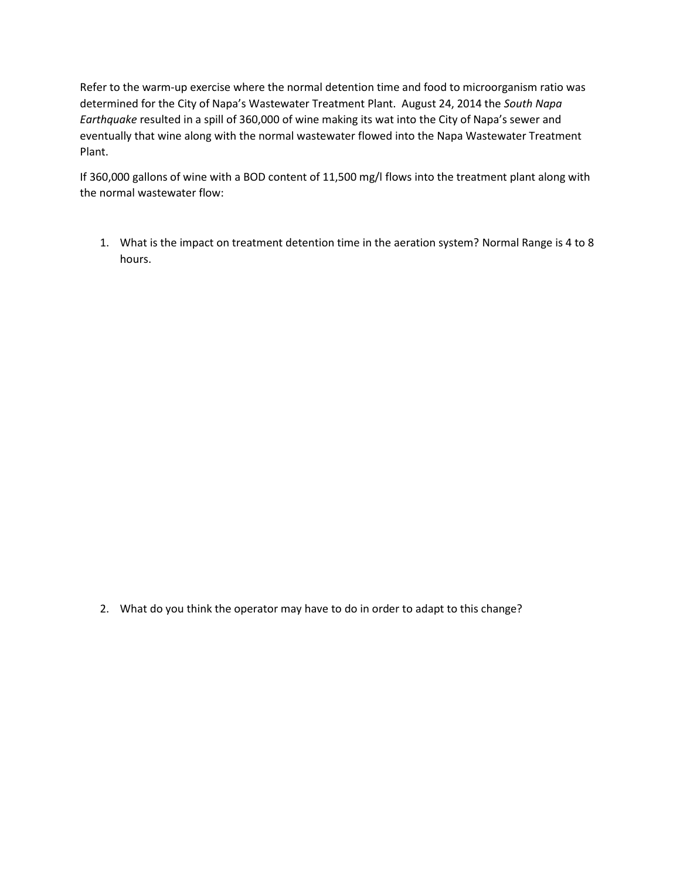Refer to the warm-up exercise where the normal detention time and food to microorganism ratio was determined for the City of Napa's Wastewater Treatment Plant. August 24, 2014 the *South Napa Earthquake* resulted in a spill of 360,000 of wine making its wat into the City of Napa's sewer and eventually that wine along with the normal wastewater flowed into the Napa Wastewater Treatment Plant.

If 360,000 gallons of wine with a BOD content of 11,500 mg/l flows into the treatment plant along with the normal wastewater flow:

1. What is the impact on treatment detention time in the aeration system? Normal Range is 4 to 8 hours.

2. What do you think the operator may have to do in order to adapt to this change?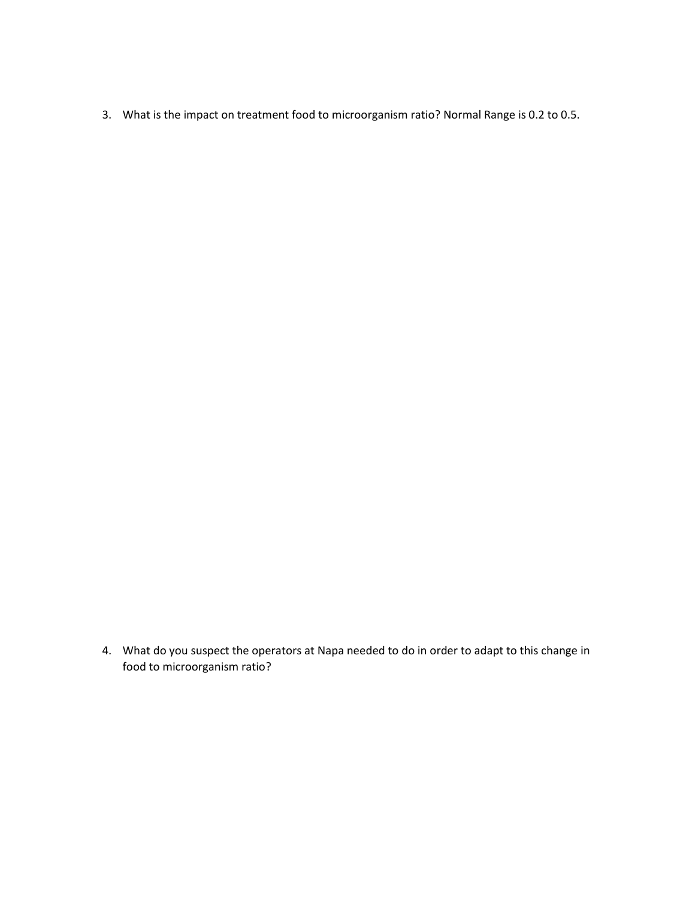3. What is the impact on treatment food to microorganism ratio? Normal Range is 0.2 to 0.5.

4. What do you suspect the operators at Napa needed to do in order to adapt to this change in food to microorganism ratio?